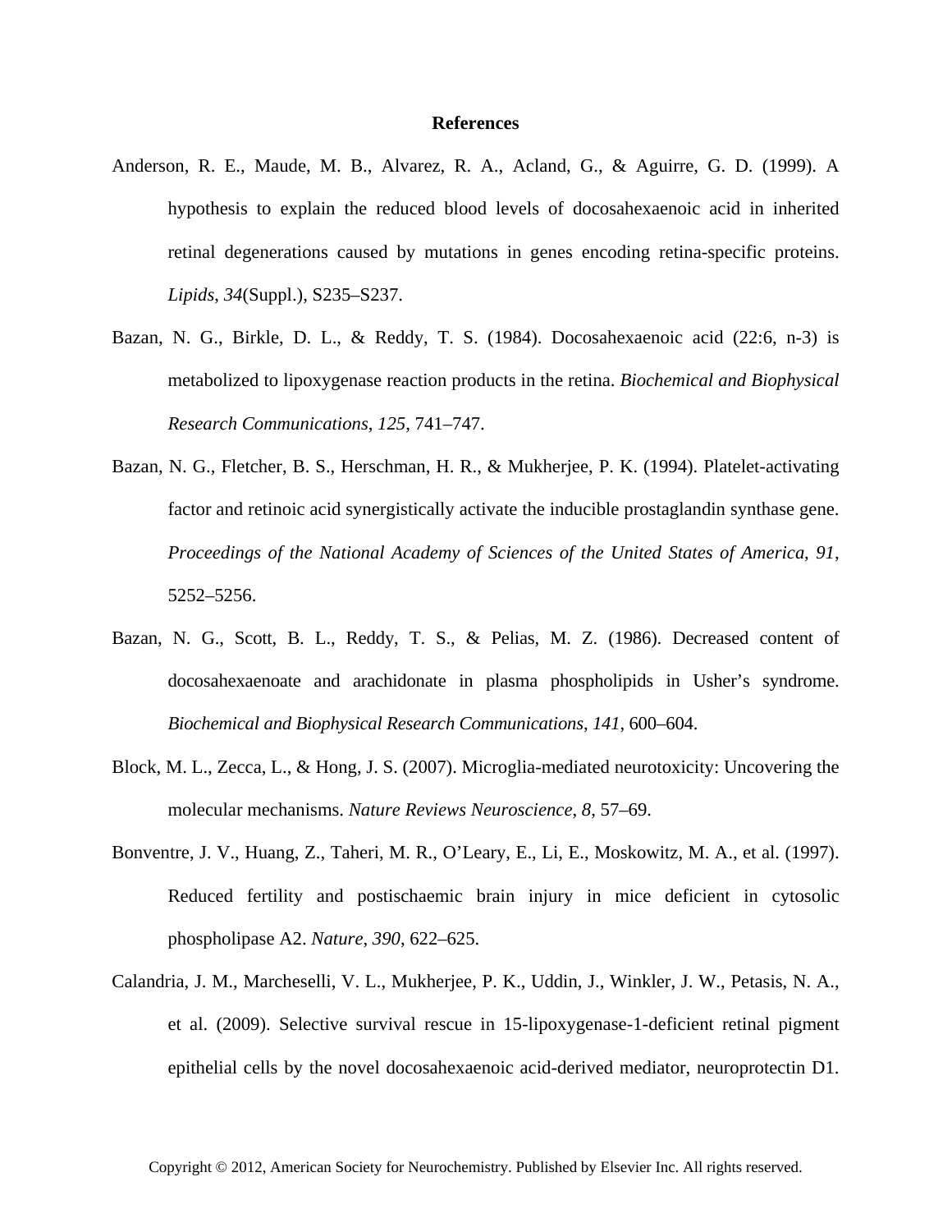# References

Anderson, R. E., Maude, M. B., Alvarez, R. A., Acland, G., & Aguirre, G. D. (1999). A hypothesis to explain the reduced blood levels of docosahexaenoic acid in inherited retinal degenerations caused by mutations in genes encoding retina-specific proteins. *Lipids*, *34*(Suppl.), S235–S237.

Bazan, N. G., Birkle, D. L., & Reddy, T. S. (1984). Docosahexaenoic acid (22:6, n-3) is metabolized to lipoxygenase reaction products in the retina. *Biochemical and Biophysical Research Communications*, *125*, 741–747.

Bazan, N. G., Fletcher, B. S., Herschman, H. R., & Mukherjee, P. K. (1994). Platelet-activating factor and retinoic acid synergistically activate the inducible prostaglandin synthase gene. *Proceedings of the National Academy of Sciences of the United States of America*, *91*, 5252–5256.

Bazan, N. G., Scott, B. L., Reddy, T. S., & Pelias, M. Z. (1986). Decreased content of docosahexaenoate and arachidonate in plasma phospholipids in Usher's syndrome. *Biochemical and Biophysical Research Communications*, *141*, 600–604.

Block, M. L., Zecca, L., & Hong, J. S. (2007). Microglia-mediated neurotoxicity: Uncovering the molecular mechanisms. *Nature Reviews Neuroscience*, *8*, 57–69.

Bonventre, J. V., Huang, Z., Taheri, M. R., O'Leary, E., Li, E., Moskowitz, M. A., et al. (1997). Reduced fertility and postischaemic brain injury in mice deficient in cytosolic phospholipase A2. *Nature*, *390*, 622–625.

Calandria, J. M., Marcheselli, V. L., Mukherjee, P. K., Uddin, J., Winkler, J. W., Petasis, N. A., et al. (2009). Selective survival rescue in 15-lipoxygenase-1-deficient retinal pigment epithelial cells by the novel docosahexaenoic acid-derived mediator, neuroprotectin D1.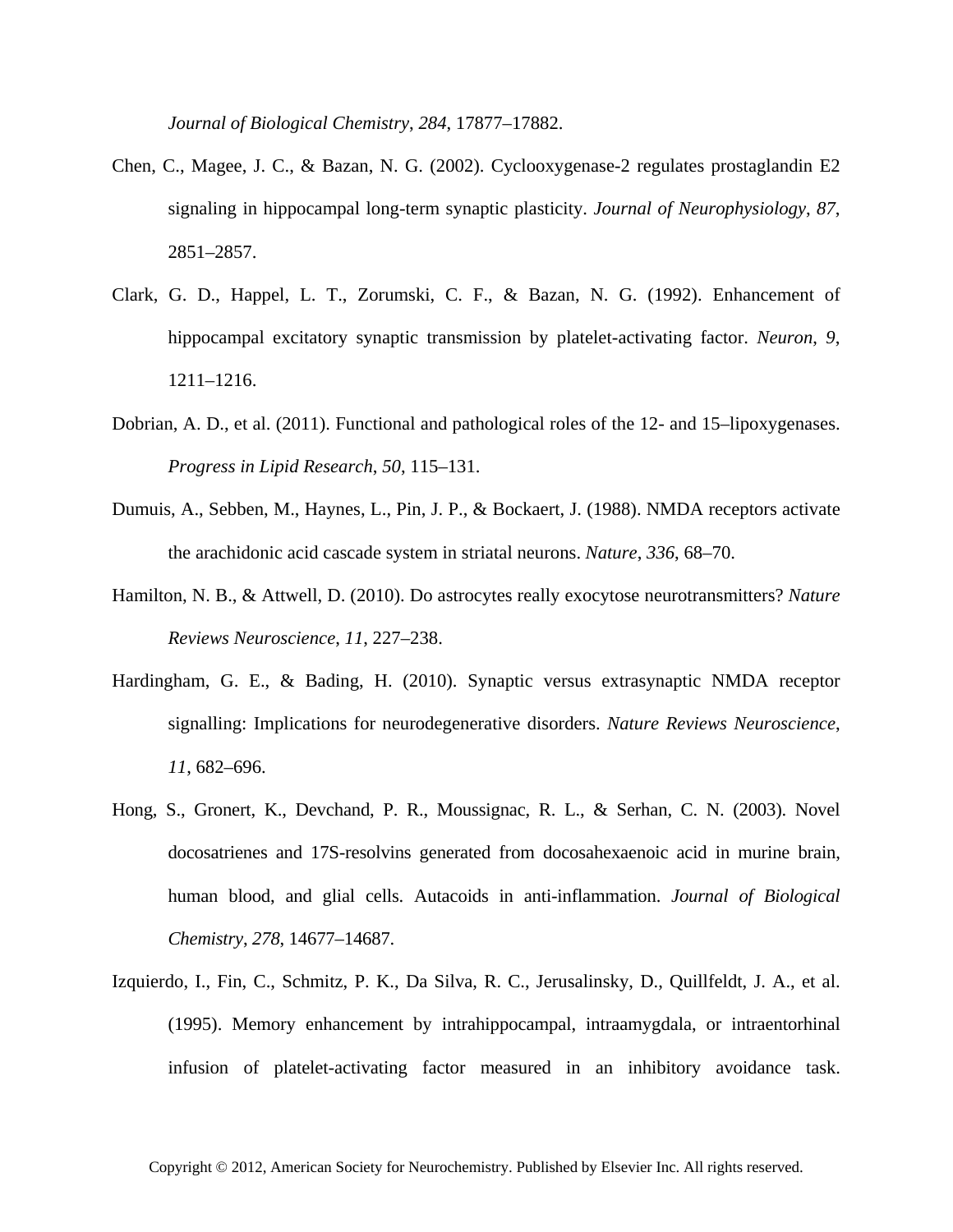*Journal of Biological Chemistry*, *284*, 17877–17882.

Chen, C., Magee, J. C., & Bazan, N. G. (2002). Cyclooxygenase-2 regulates prostaglandin E2 signaling in hippocampal long-term synaptic plasticity. *Journal of Neurophysiology*, *87*, 2851–2857.

Clark, G. D., Happel, L. T., Zorumski, C. F., & Bazan, N. G. (1992). Enhancement of hippocampal excitatory synaptic transmission by platelet-activating factor. *Neuron*, *9*, 1211–1216.

Dobrian, A. D., et al. (2011). Functional and pathological roles of the 12- and 15–lipoxygenases. *Progress in Lipid Research*, *50*, 115–131.

Dumuis, A., Sebben, M., Haynes, L., Pin, J. P., & Bockaert, J. (1988). NMDA receptors activate the arachidonic acid cascade system in striatal neurons. *Nature*, *336*, 68–70.

Hamilton, N. B., & Attwell, D. (2010). Do astrocytes really exocytose neurotransmitters? *Nature Reviews Neuroscience*, *11*, 227–238.

Hardingham, G. E., & Bading, H. (2010). Synaptic versus extrasynaptic NMDA receptor signalling: Implications for neurodegenerative disorders. *Nature Reviews Neuroscience*, *11*, 682–696.

Hong, S., Gronert, K., Devchand, P. R., Moussignac, R. L., & Serhan, C. N. (2003). Novel docosatrienes and 17S-resolvins generated from docosahexaenoic acid in murine brain, human blood, and glial cells. Autacoids in anti-inflammation. *Journal of Biological Chemistry*, *278*, 14677–14687.

Izquierdo, I., Fin, C., Schmitz, P. K., Da Silva, R. C., Jerusalinsky, D., Quillfeldt, J. A., et al. (1995). Memory enhancement by intrahippocampal, intraamygdala, or intraentorhinal infusion of platelet-activating factor measured in an inhibitory avoidance task.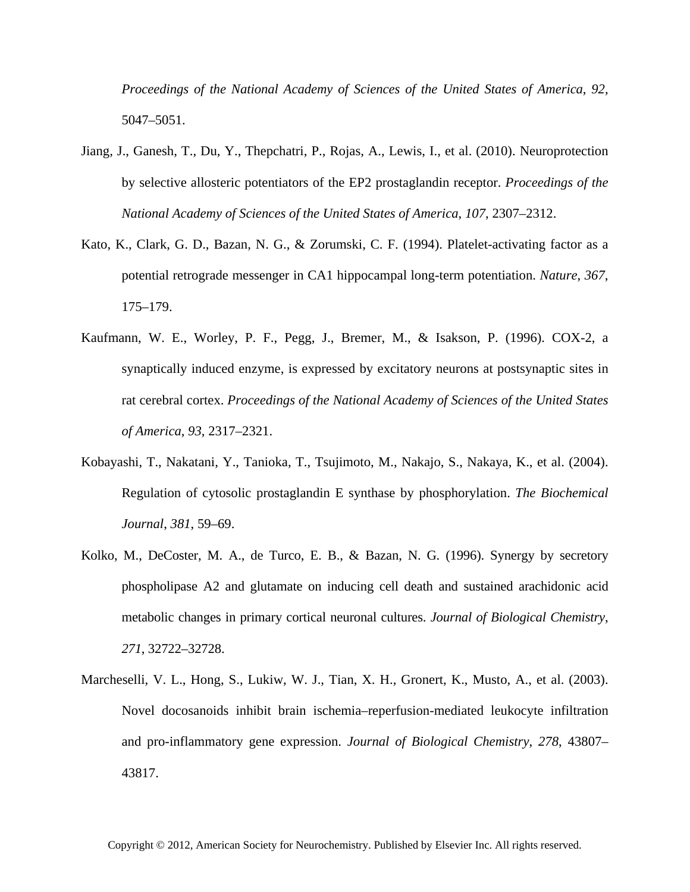*Proceedings of the National Academy of Sciences of the United States of America*, *92*, 5047–5051.

Jiang, J., Ganesh, T., Du, Y., Thepchatri, P., Rojas, A., Lewis, I., et al. (2010). Neuroprotection by selective allosteric potentiators of the EP2 prostaglandin receptor. *Proceedings of the National Academy of Sciences of the United States of America*, *107*, 2307–2312.

Kato, K., Clark, G. D., Bazan, N. G., & Zorumski, C. F. (1994). Platelet-activating factor as a potential retrograde messenger in CA1 hippocampal long-term potentiation. *Nature*, *367*, 175–179.

Kaufmann, W. E., Worley, P. F., Pegg, J., Bremer, M., & Isakson, P. (1996). COX-2, a synaptically induced enzyme, is expressed by excitatory neurons at postsynaptic sites in rat cerebral cortex. *Proceedings of the National Academy of Sciences of the United States of America*, *93*, 2317–2321.

Kobayashi, T., Nakatani, Y., Tanioka, T., Tsujimoto, M., Nakajo, S., Nakaya, K., et al. (2004). Regulation of cytosolic prostaglandin E synthase by phosphorylation. *The Biochemical Journal*, *381*, 59–69.

Kolko, M., DeCoster, M. A., de Turco, E. B., & Bazan, N. G. (1996). Synergy by secretory phospholipase A2 and glutamate on inducing cell death and sustained arachidonic acid metabolic changes in primary cortical neuronal cultures. *Journal of Biological Chemistry*, *271*, 32722–32728.

Marcheselli, V. L., Hong, S., Lukiw, W. J., Tian, X. H., Gronert, K., Musto, A., et al. (2003). Novel docosanoids inhibit brain ischemia–reperfusion-mediated leukocyte infiltration and pro-inflammatory gene expression. *Journal of Biological Chemistry*, *278*, 43807–43817.

Copyright © 2012, American Society for Neurochemistry. Published by Elsevier Inc. All rights reserved.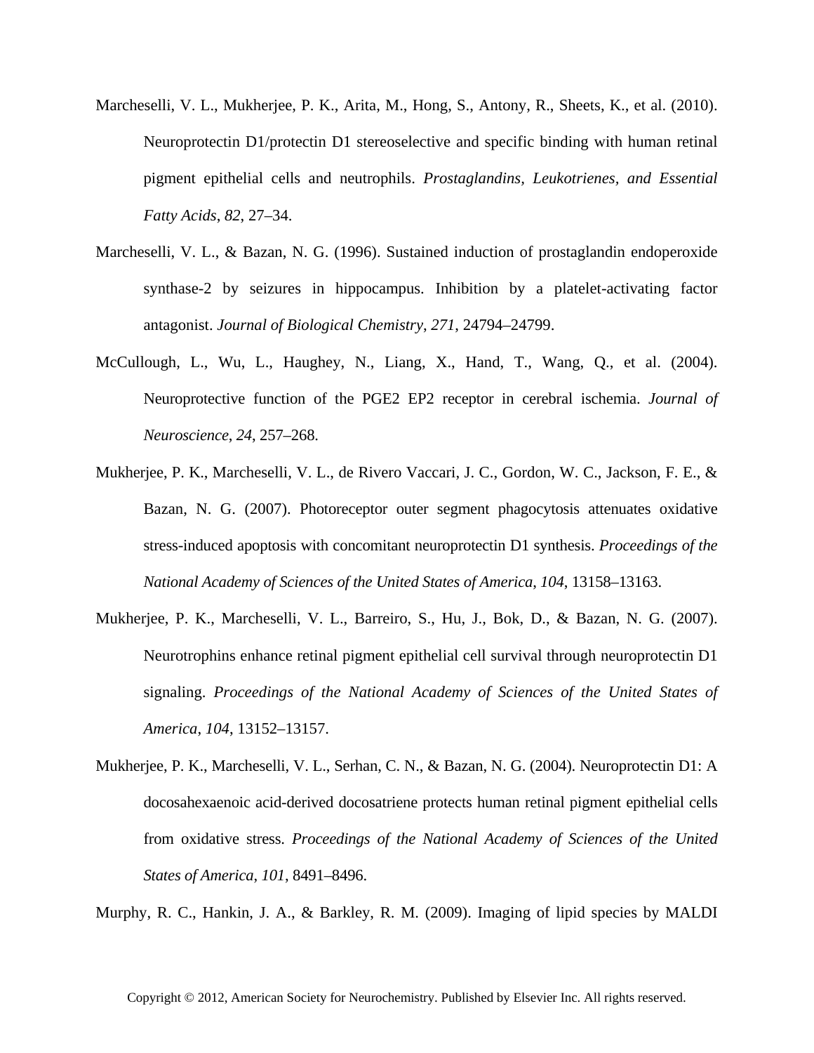Marcheselli, V. L., Mukherjee, P. K., Arita, M., Hong, S., Antony, R., Sheets, K., et al. (2010). Neuroprotectin D1/protectin D1 stereoselective and specific binding with human retinal pigment epithelial cells and neutrophils. *Prostaglandins, Leukotrienes, and Essential Fatty Acids*, *82*, 27–34.

Marcheselli, V. L., & Bazan, N. G. (1996). Sustained induction of prostaglandin endoperoxide synthase-2 by seizures in hippocampus. Inhibition by a platelet-activating factor antagonist. *Journal of Biological Chemistry*, *271*, 24794–24799.

McCullough, L., Wu, L., Haughey, N., Liang, X., Hand, T., Wang, Q., et al. (2004). Neuroprotective function of the PGE2 EP2 receptor in cerebral ischemia. *Journal of Neuroscience*, *24*, 257–268.

Mukherjee, P. K., Marcheselli, V. L., de Rivero Vaccari, J. C., Gordon, W. C., Jackson, F. E., & Bazan, N. G. (2007). Photoreceptor outer segment phagocytosis attenuates oxidative stress-induced apoptosis with concomitant neuroprotectin D1 synthesis. *Proceedings of the National Academy of Sciences of the United States of America*, *104*, 13158–13163.

Mukherjee, P. K., Marcheselli, V. L., Barreiro, S., Hu, J., Bok, D., & Bazan, N. G. (2007). Neurotrophins enhance retinal pigment epithelial cell survival through neuroprotectin D1 signaling. *Proceedings of the National Academy of Sciences of the United States of America*, *104*, 13152–13157.

Mukherjee, P. K., Marcheselli, V. L., Serhan, C. N., & Bazan, N. G. (2004). Neuroprotectin D1: A docosahexaenoic acid-derived docosatriene protects human retinal pigment epithelial cells from oxidative stress. *Proceedings of the National Academy of Sciences of the United States of America*, *101*, 8491–8496.

Murphy, R. C., Hankin, J. A., & Barkley, R. M. (2009). Imaging of lipid species by MALDI

Copyright © 2012, American Society for Neurochemistry. Published by Elsevier Inc. All rights reserved.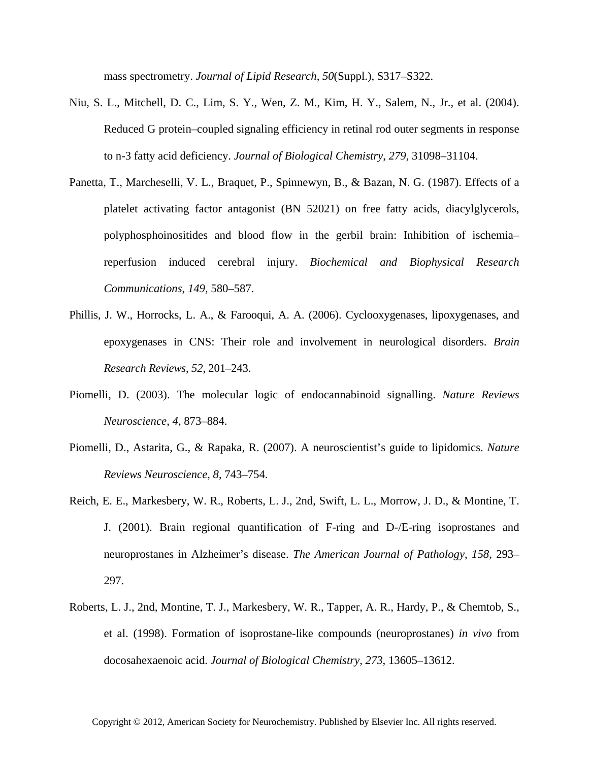mass spectrometry. *Journal of Lipid Research*, *50*(Suppl.), S317–S322.

Niu, S. L., Mitchell, D. C., Lim, S. Y., Wen, Z. M., Kim, H. Y., Salem, N., Jr., et al. (2004). Reduced G protein–coupled signaling efficiency in retinal rod outer segments in response to n-3 fatty acid deficiency. *Journal of Biological Chemistry*, *279*, 31098–31104.

Panetta, T., Marcheselli, V. L., Braquet, P., Spinnewyn, B., & Bazan, N. G. (1987). Effects of a platelet activating factor antagonist (BN 52021) on free fatty acids, diacylglycerols, polyphosphoinositides and blood flow in the gerbil brain: Inhibition of ischemia–reperfusion induced cerebral injury. *Biochemical and Biophysical Research Communications*, *149*, 580–587.

Phillis, J. W., Horrocks, L. A., & Farooqui, A. A. (2006). Cyclooxygenases, lipoxygenases, and epoxygenases in CNS: Their role and involvement in neurological disorders. *Brain Research Reviews*, *52*, 201–243.

Piomelli, D. (2003). The molecular logic of endocannabinoid signalling. *Nature Reviews Neuroscience*, *4*, 873–884.

Piomelli, D., Astarita, G., & Rapaka, R. (2007). A neuroscientist's guide to lipidomics. *Nature Reviews Neuroscience*, *8*, 743–754.

Reich, E. E., Markesbery, W. R., Roberts, L. J., 2nd, Swift, L. L., Morrow, J. D., & Montine, T. J. (2001). Brain regional quantification of F-ring and D-/E-ring isoprostanes and neuroprostanes in Alzheimer's disease. *The American Journal of Pathology*, *158*, 293–297.

Roberts, L. J., 2nd, Montine, T. J., Markesbery, W. R., Tapper, A. R., Hardy, P., & Chemtob, S., et al. (1998). Formation of isoprostane-like compounds (neuroprostanes) *in vivo* from docosahexaenoic acid. *Journal of Biological Chemistry*, *273*, 13605–13612.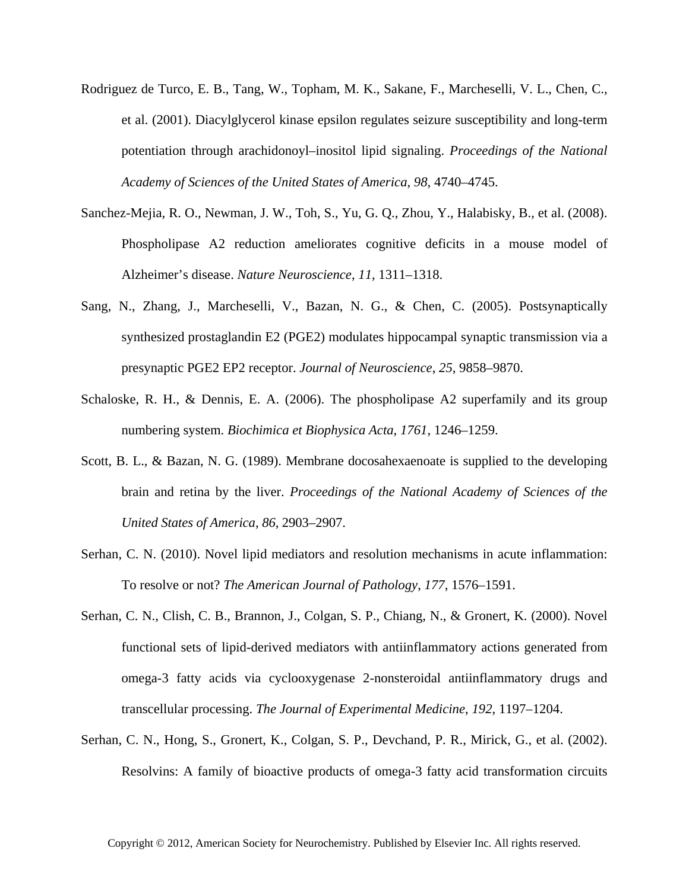Rodriguez de Turco, E. B., Tang, W., Topham, M. K., Sakane, F., Marcheselli, V. L., Chen, C., et al. (2001). Diacylglycerol kinase epsilon regulates seizure susceptibility and long-term potentiation through arachidonoyl–inositol lipid signaling. *Proceedings of the National Academy of Sciences of the United States of America*, *98*, 4740–4745.

Sanchez-Mejia, R. O., Newman, J. W., Toh, S., Yu, G. Q., Zhou, Y., Halabisky, B., et al. (2008). Phospholipase A2 reduction ameliorates cognitive deficits in a mouse model of Alzheimer's disease. *Nature Neuroscience*, *11*, 1311–1318.

Sang, N., Zhang, J., Marcheselli, V., Bazan, N. G., & Chen, C. (2005). Postsynaptically synthesized prostaglandin E2 (PGE2) modulates hippocampal synaptic transmission via a presynaptic PGE2 EP2 receptor. *Journal of Neuroscience*, *25*, 9858–9870.

Schaloske, R. H., & Dennis, E. A. (2006). The phospholipase A2 superfamily and its group numbering system. *Biochimica et Biophysica Acta*, *1761*, 1246–1259.

Scott, B. L., & Bazan, N. G. (1989). Membrane docosahexaenoate is supplied to the developing brain and retina by the liver. *Proceedings of the National Academy of Sciences of the United States of America*, *86*, 2903–2907.

Serhan, C. N. (2010). Novel lipid mediators and resolution mechanisms in acute inflammation: To resolve or not? *The American Journal of Pathology*, *177*, 1576–1591.

Serhan, C. N., Clish, C. B., Brannon, J., Colgan, S. P., Chiang, N., & Gronert, K. (2000). Novel functional sets of lipid-derived mediators with antiinflammatory actions generated from omega-3 fatty acids via cyclooxygenase 2-nonsteroidal antiinflammatory drugs and transcellular processing. *The Journal of Experimental Medicine*, *192*, 1197–1204.

Serhan, C. N., Hong, S., Gronert, K., Colgan, S. P., Devchand, P. R., Mirick, G., et al. (2002). Resolvins: A family of bioactive products of omega-3 fatty acid transformation circuits

Copyright © 2012, American Society for Neurochemistry. Published by Elsevier Inc. All rights reserved.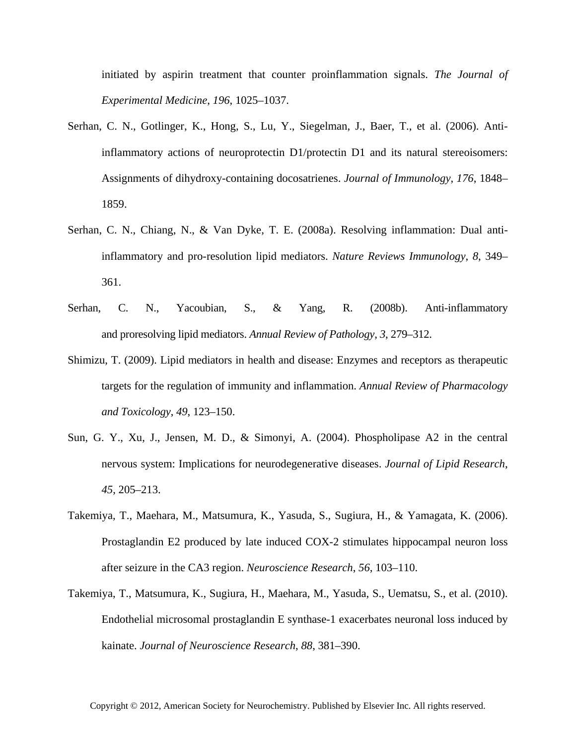initiated by aspirin treatment that counter proinflammation signals. *The Journal of Experimental Medicine*, *196*, 1025–1037.

Serhan, C. N., Gotlinger, K., Hong, S., Lu, Y., Siegelman, J., Baer, T., et al. (2006). Anti-inflammatory actions of neuroprotectin D1/protectin D1 and its natural stereoisomers: Assignments of dihydroxy-containing docosatrienes. *Journal of Immunology*, *176*, 1848–1859.

Serhan, C. N., Chiang, N., & Van Dyke, T. E. (2008a). Resolving inflammation: Dual anti-inflammatory and pro-resolution lipid mediators. *Nature Reviews Immunology*, *8*, 349–361.

Serhan, C. N., Yacoubian, S., & Yang, R. (2008b). Anti-inflammatory and proresolving lipid mediators. *Annual Review of Pathology*, *3*, 279–312.

Shimizu, T. (2009). Lipid mediators in health and disease: Enzymes and receptors as therapeutic targets for the regulation of immunity and inflammation. *Annual Review of Pharmacology and Toxicology*, *49*, 123–150.

Sun, G. Y., Xu, J., Jensen, M. D., & Simonyi, A. (2004). Phospholipase A2 in the central nervous system: Implications for neurodegenerative diseases. *Journal of Lipid Research*, *45*, 205–213.

Takemiya, T., Maehara, M., Matsumura, K., Yasuda, S., Sugiura, H., & Yamagata, K. (2006). Prostaglandin E2 produced by late induced COX-2 stimulates hippocampal neuron loss after seizure in the CA3 region. *Neuroscience Research*, *56*, 103–110.

Takemiya, T., Matsumura, K., Sugiura, H., Maehara, M., Yasuda, S., Uematsu, S., et al. (2010). Endothelial microsomal prostaglandin E synthase-1 exacerbates neuronal loss induced by kainate. *Journal of Neuroscience Research*, *88*, 381–390.

Copyright © 2012, American Society for Neurochemistry. Published by Elsevier Inc. All rights reserved.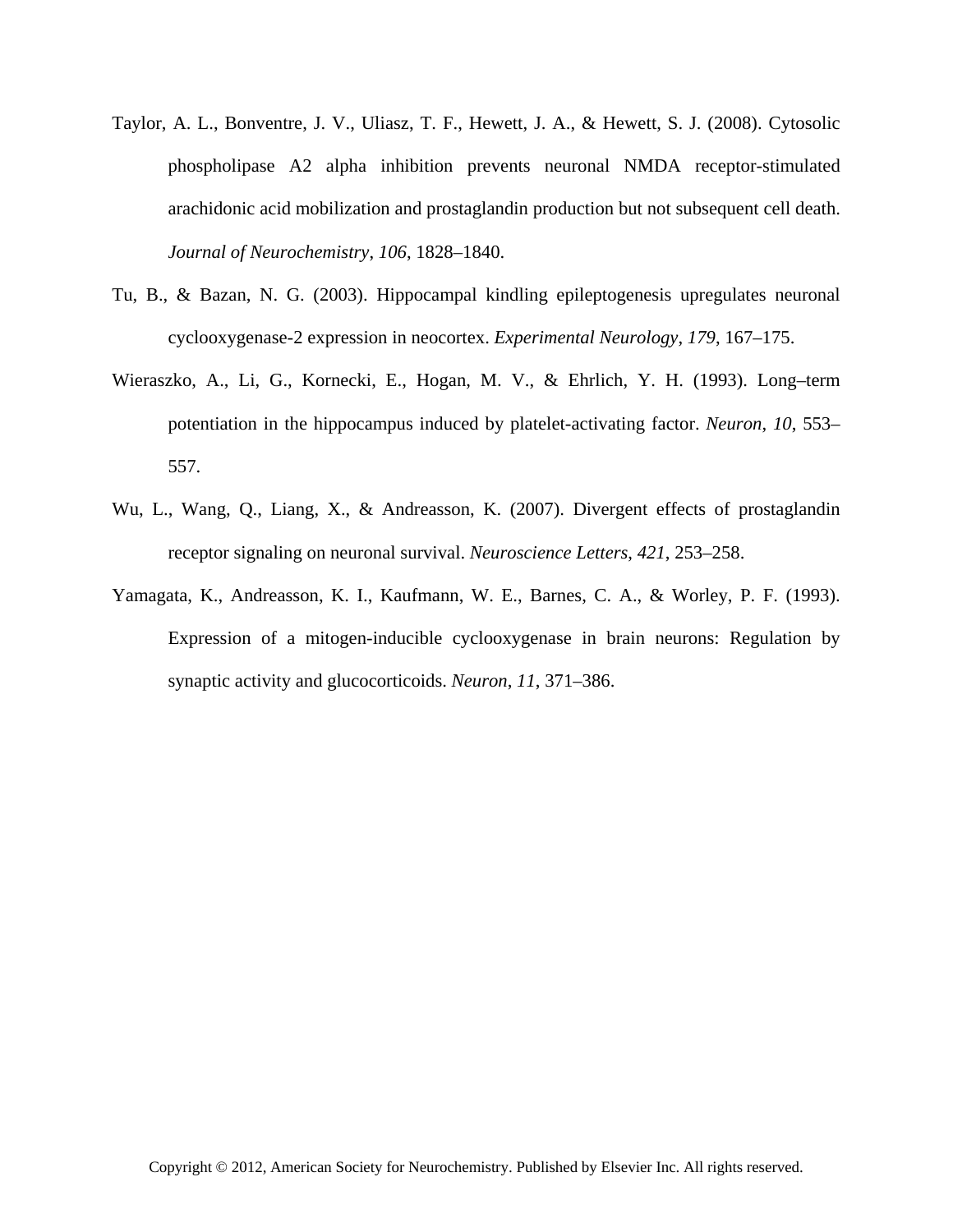Taylor, A. L., Bonventre, J. V., Uliasz, T. F., Hewett, J. A., & Hewett, S. J. (2008). Cytosolic phospholipase A2 alpha inhibition prevents neuronal NMDA receptor-stimulated arachidonic acid mobilization and prostaglandin production but not subsequent cell death. *Journal of Neurochemistry*, *106*, 1828–1840.

Tu, B., & Bazan, N. G. (2003). Hippocampal kindling epileptogenesis upregulates neuronal cyclooxygenase-2 expression in neocortex. *Experimental Neurology*, *179*, 167–175.

Wieraszko, A., Li, G., Kornecki, E., Hogan, M. V., & Ehrlich, Y. H. (1993). Long–term potentiation in the hippocampus induced by platelet-activating factor. *Neuron*, *10*, 553–557.

Wu, L., Wang, Q., Liang, X., & Andreasson, K. (2007). Divergent effects of prostaglandin receptor signaling on neuronal survival. *Neuroscience Letters*, *421*, 253–258.

Yamagata, K., Andreasson, K. I., Kaufmann, W. E., Barnes, C. A., & Worley, P. F. (1993). Expression of a mitogen-inducible cyclooxygenase in brain neurons: Regulation by synaptic activity and glucocorticoids. *Neuron*, *11*, 371–386.